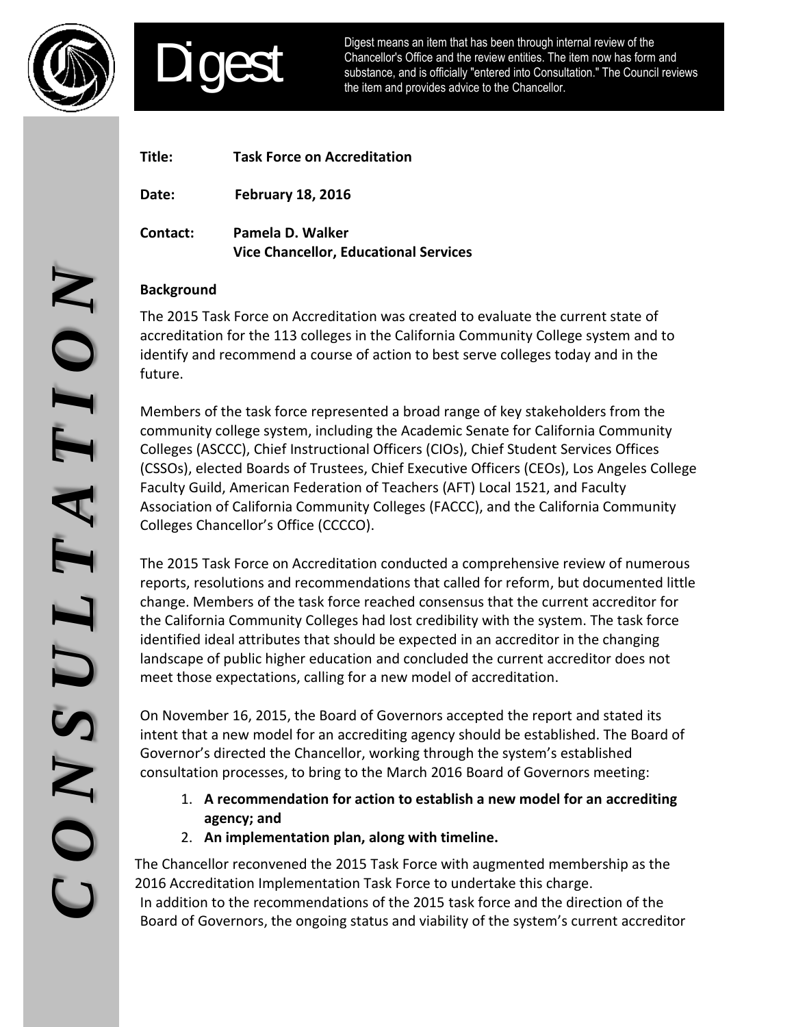# Digest

Digest means an item that has been through internal review of the Chancellor's Office and the review entities. The item now has form and substance, and is officially "entered into Consultation." The Council reviews the item and provides advice to the Chancellor.

**Title:** **Task Force on Accreditation**

**Date:** **February 18, 2016**

**Contact:** **Pamela D. Walker**
**Vice Chancellor, Educational Services**

**Background**

The 2015 Task Force on Accreditation was created to evaluate the current state of accreditation for the 113 colleges in the California Community College system and to identify and recommend a course of action to best serve colleges today and in the future.

Members of the task force represented a broad range of key stakeholders from the community college system, including the Academic Senate for California Community Colleges (ASCCC), Chief Instructional Officers (CIOs), Chief Student Services Offices (CSSOs), elected Boards of Trustees, Chief Executive Officers (CEOs), Los Angeles College Faculty Guild, American Federation of Teachers (AFT) Local 1521, and Faculty Association of California Community Colleges (FACCC), and the California Community Colleges Chancellor's Office (CCCCO).

The 2015 Task Force on Accreditation conducted a comprehensive review of numerous reports, resolutions and recommendations that called for reform, but documented little change. Members of the task force reached consensus that the current accreditor for the California Community Colleges had lost credibility with the system. The task force identified ideal attributes that should be expected in an accreditor in the changing landscape of public higher education and concluded the current accreditor does not meet those expectations, calling for a new model of accreditation.

On November 16, 2015, the Board of Governors accepted the report and stated its intent that a new model for an accrediting agency should be established. The Board of Governor's directed the Chancellor, working through the system's established consultation processes, to bring to the March 2016 Board of Governors meeting:

1. **A recommendation for action to establish a new model for an accrediting agency; and**
2. **An implementation plan, along with timeline.**

The Chancellor reconvened the 2015 Task Force with augmented membership as the 2016 Accreditation Implementation Task Force to undertake this charge.
In addition to the recommendations of the 2015 task force and the direction of the Board of Governors, the ongoing status and viability of the system's current accreditor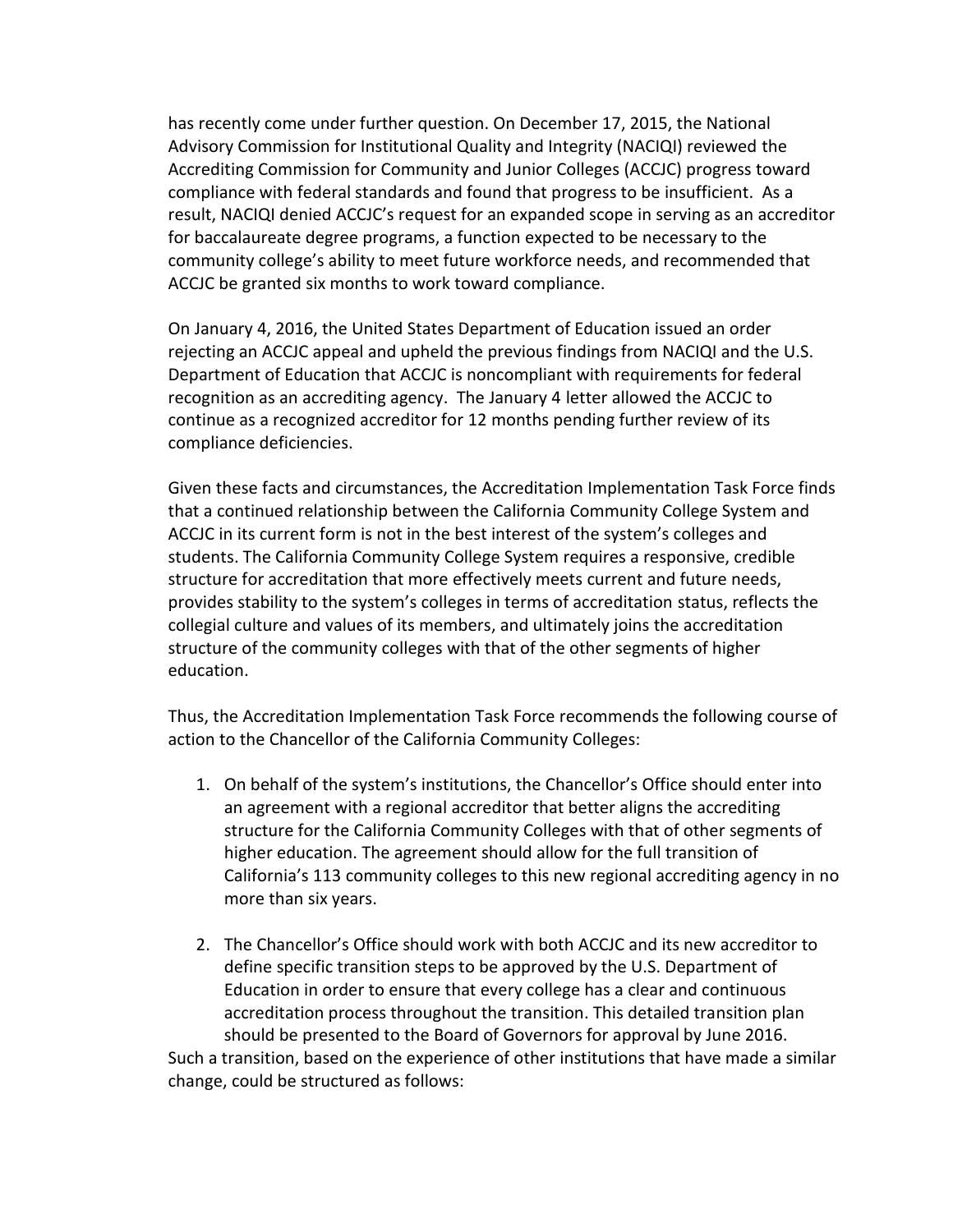has recently come under further question. On December 17, 2015, the National Advisory Commission for Institutional Quality and Integrity (NACIQI) reviewed the Accrediting Commission for Community and Junior Colleges (ACCJC) progress toward compliance with federal standards and found that progress to be insufficient. As a result, NACIQI denied ACCJC's request for an expanded scope in serving as an accreditor for baccalaureate degree programs, a function expected to be necessary to the community college's ability to meet future workforce needs, and recommended that ACCJC be granted six months to work toward compliance.

On January 4, 2016, the United States Department of Education issued an order rejecting an ACCJC appeal and upheld the previous findings from NACIQI and the U.S. Department of Education that ACCJC is noncompliant with requirements for federal recognition as an accrediting agency. The January 4 letter allowed the ACCJC to continue as a recognized accreditor for 12 months pending further review of its compliance deficiencies.

Given these facts and circumstances, the Accreditation Implementation Task Force finds that a continued relationship between the California Community College System and ACCJC in its current form is not in the best interest of the system's colleges and students. The California Community College System requires a responsive, credible structure for accreditation that more effectively meets current and future needs, provides stability to the system's colleges in terms of accreditation status, reflects the collegial culture and values of its members, and ultimately joins the accreditation structure of the community colleges with that of the other segments of higher education.

Thus, the Accreditation Implementation Task Force recommends the following course of action to the Chancellor of the California Community Colleges:

1. On behalf of the system's institutions, the Chancellor's Office should enter into an agreement with a regional accreditor that better aligns the accrediting structure for the California Community Colleges with that of other segments of higher education. The agreement should allow for the full transition of California's 113 community colleges to this new regional accrediting agency in no more than six years.
2. The Chancellor's Office should work with both ACCJC and its new accreditor to define specific transition steps to be approved by the U.S. Department of Education in order to ensure that every college has a clear and continuous accreditation process throughout the transition. This detailed transition plan should be presented to the Board of Governors for approval by June 2016.

Such a transition, based on the experience of other institutions that have made a similar change, could be structured as follows: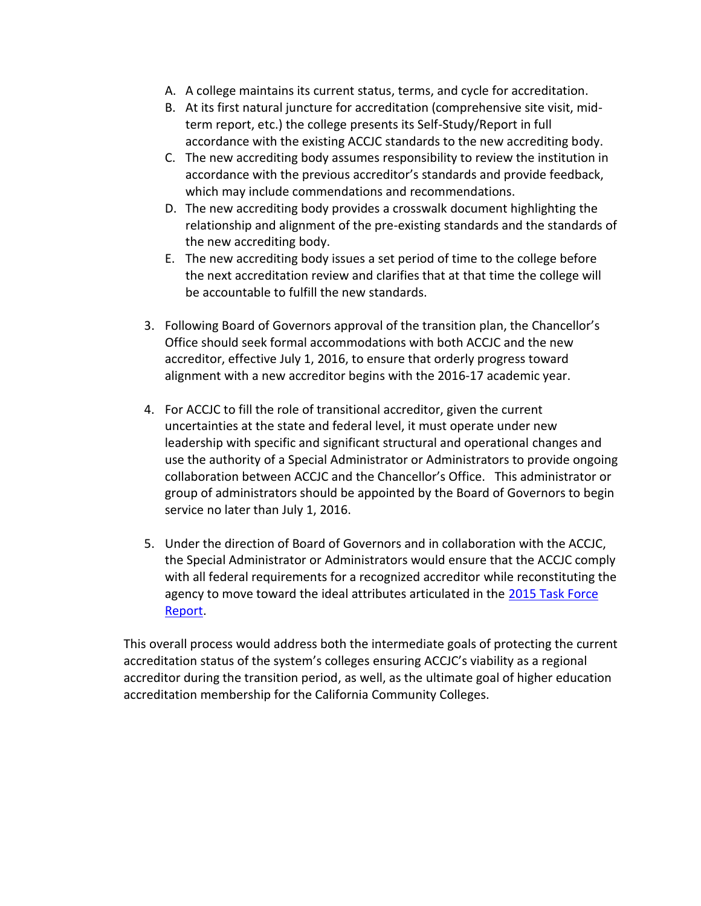A. A college maintains its current status, terms, and cycle for accreditation.
   B. At its first natural juncture for accreditation (comprehensive site visit, mid-term report, etc.) the college presents its Self-Study/Report in full accordance with the existing ACCJC standards to the new accrediting body.
   C. The new accrediting body assumes responsibility to review the institution in accordance with the previous accreditor's standards and provide feedback, which may include commendations and recommendations.
   D. The new accrediting body provides a crosswalk document highlighting the relationship and alignment of the pre-existing standards and the standards of the new accrediting body.
   E. The new accrediting body issues a set period of time to the college before the next accreditation review and clarifies that at that time the college will be accountable to fulfill the new standards.

3. Following Board of Governors approval of the transition plan, the Chancellor's Office should seek formal accommodations with both ACCJC and the new accreditor, effective July 1, 2016, to ensure that orderly progress toward alignment with a new accreditor begins with the 2016-17 academic year.

4. For ACCJC to fill the role of transitional accreditor, given the current uncertainties at the state and federal level, it must operate under new leadership with specific and significant structural and operational changes and use the authority of a Special Administrator or Administrators to provide ongoing collaboration between ACCJC and the Chancellor's Office. This administrator or group of administrators should be appointed by the Board of Governors to begin service no later than July 1, 2016.

5. Under the direction of Board of Governors and in collaboration with the ACCJC, the Special Administrator or Administrators would ensure that the ACCJC comply with all federal requirements for a recognized accreditor while reconstituting the agency to move toward the ideal attributes articulated in the 2015 Task Force Report.

This overall process would address both the intermediate goals of protecting the current accreditation status of the system's colleges ensuring ACCJC's viability as a regional accreditor during the transition period, as well, as the ultimate goal of higher education accreditation membership for the California Community Colleges.